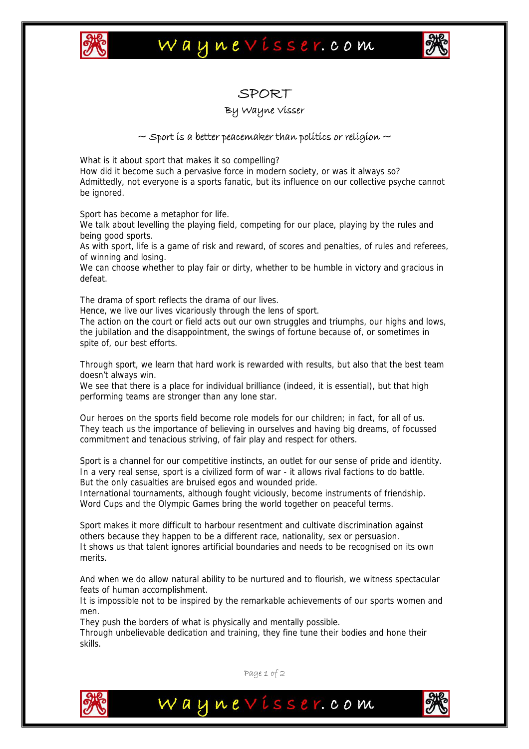# SPORT

By Wayne Visser

~ Sport is a better peacemaker than politics or religion ~

What is it about sport that makes it so compelling?
How did it become such a pervasive force in modern society, or was it always so?
Admittedly, not everyone is a sports fanatic, but its influence on our collective psyche cannot be ignored.

Sport has become a metaphor for life.
We talk about levelling the playing field, competing for our place, playing by the rules and being good sports.
As with sport, life is a game of risk and reward, of scores and penalties, of rules and referees, of winning and losing.
We can choose whether to play fair or dirty, whether to be humble in victory and gracious in defeat.

The drama of sport reflects the drama of our lives.
Hence, we live our lives vicariously through the lens of sport.
The action on the court or field acts out our own struggles and triumphs, our highs and lows, the jubilation and the disappointment, the swings of fortune because of, or sometimes in spite of, our best efforts.

Through sport, we learn that hard work is rewarded with results, but also that the best team doesn't always win.
We see that there is a place for individual brilliance (indeed, it is essential), but that high performing teams are stronger than any lone star.

Our heroes on the sports field become role models for our children; in fact, for all of us.
They teach us the importance of believing in ourselves and having big dreams, of focussed commitment and tenacious striving, of fair play and respect for others.

Sport is a channel for our competitive instincts, an outlet for our sense of pride and identity.
In a very real sense, sport is a civilized form of war - it allows rival factions to do battle.
But the only casualties are bruised egos and wounded pride.
International tournaments, although fought viciously, become instruments of friendship.
Word Cups and the Olympic Games bring the world together on peaceful terms.

Sport makes it more difficult to harbour resentment and cultivate discrimination against others because they happen to be a different race, nationality, sex or persuasion.
It shows us that talent ignores artificial boundaries and needs to be recognised on its own merits.

And when we do allow natural ability to be nurtured and to flourish, we witness spectacular feats of human accomplishment.
It is impossible not to be inspired by the remarkable achievements of our sports women and men.
They push the borders of what is physically and mentally possible.
Through unbelievable dedication and training, they fine tune their bodies and hone their skills.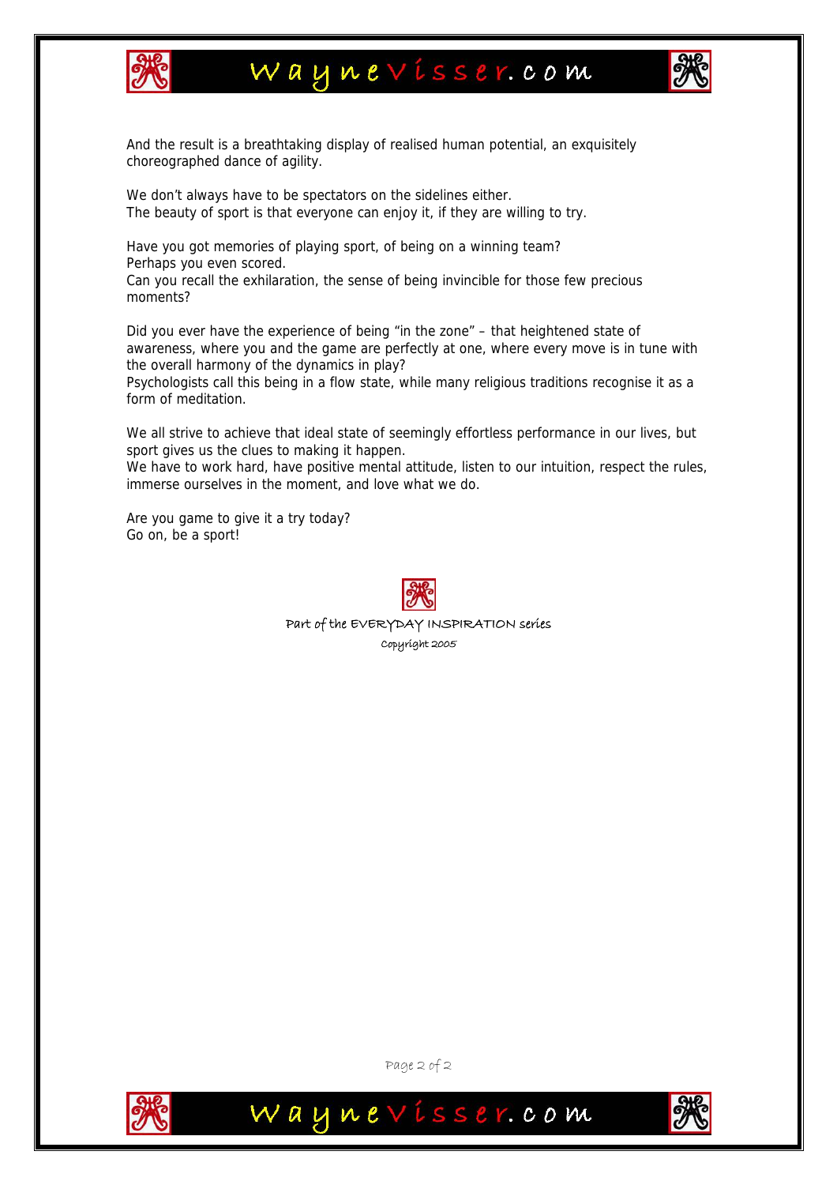And the result is a breathtaking display of realised human potential, an exquisitely choreographed dance of agility.

We don't always have to be spectators on the sidelines either.
The beauty of sport is that everyone can enjoy it, if they are willing to try.

Have you got memories of playing sport, of being on a winning team?
Perhaps you even scored.
Can you recall the exhilaration, the sense of being invincible for those few precious moments?

Did you ever have the experience of being "in the zone" – that heightened state of awareness, where you and the game are perfectly at one, where every move is in tune with the overall harmony of the dynamics in play?
Psychologists call this being in a flow state, while many religious traditions recognise it as a form of meditation.

We all strive to achieve that ideal state of seemingly effortless performance in our lives, but sport gives us the clues to making it happen.
We have to work hard, have positive mental attitude, listen to our intuition, respect the rules, immerse ourselves in the moment, and love what we do.

Are you game to give it a try today?
Go on, be a sport!

Part of the EVERYDAY INSPIRATION series

Copyright 2005